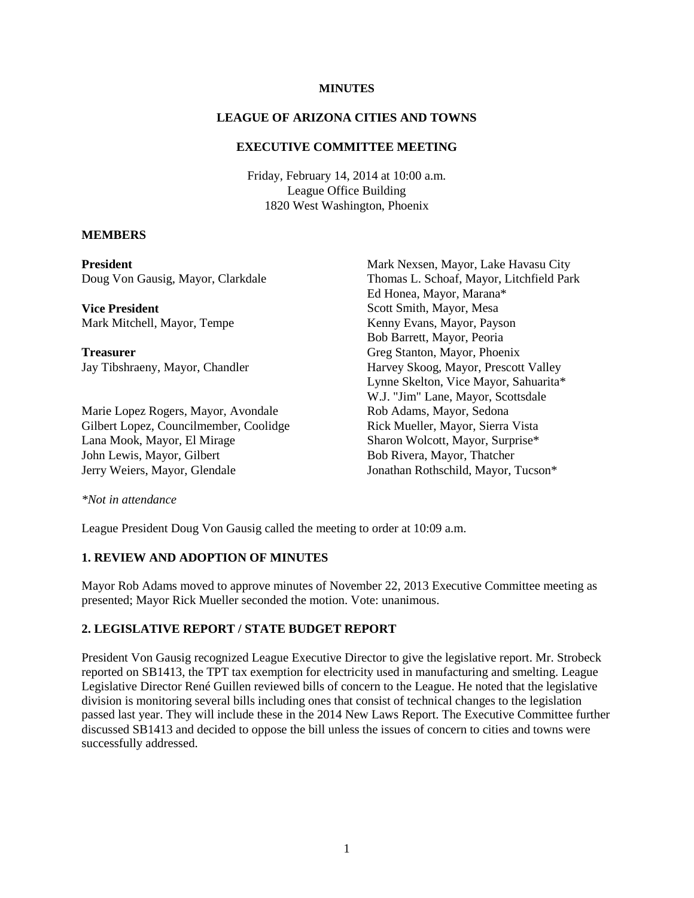**MINUTES**

**LEAGUE OF ARIZONA CITIES AND TOWNS**

**EXECUTIVE COMMITTEE MEETING**

Friday, February 14, 2014 at 10:00 a.m.
League Office Building
1820 West Washington, Phoenix

**MEMBERS**

**President**
Doug Von Gausig, Mayor, Clarkdale

**Vice President**
Mark Mitchell, Mayor, Tempe

**Treasurer**
Jay Tibshraeny, Mayor, Chandler

Marie Lopez Rogers, Mayor, Avondale
Gilbert Lopez, Councilmember, Coolidge
Lana Mook, Mayor, El Mirage
John Lewis, Mayor, Gilbert
Jerry Weiers, Mayor, Glendale
Mark Nexsen, Mayor, Lake Havasu City
Thomas L. Schoaf, Mayor, Litchfield Park
Ed Honea, Mayor, Marana*
Scott Smith, Mayor, Mesa
Kenny Evans, Mayor, Payson
Bob Barrett, Mayor, Peoria
Greg Stanton, Mayor, Phoenix
Harvey Skoog, Mayor, Prescott Valley
Lynne Skelton, Vice Mayor, Sahuarita*
W.J. "Jim" Lane, Mayor, Scottsdale
Rob Adams, Mayor, Sedona
Rick Mueller, Mayor, Sierra Vista
Sharon Wolcott, Mayor, Surprise*
Bob Rivera, Mayor, Thatcher
Jonathan Rothschild, Mayor, Tucson*

*\*Not in attendance*

League President Doug Von Gausig called the meeting to order at 10:09 a.m.

**1. REVIEW AND ADOPTION OF MINUTES**

Mayor Rob Adams moved to approve minutes of November 22, 2013 Executive Committee meeting as presented; Mayor Rick Mueller seconded the motion. Vote: unanimous.

**2. LEGISLATIVE REPORT / STATE BUDGET REPORT**

President Von Gausig recognized League Executive Director to give the legislative report. Mr. Strobeck reported on SB1413, the TPT tax exemption for electricity used in manufacturing and smelting. League Legislative Director René Guillen reviewed bills of concern to the League. He noted that the legislative division is monitoring several bills including ones that consist of technical changes to the legislation passed last year. They will include these in the 2014 New Laws Report. The Executive Committee further discussed SB1413 and decided to oppose the bill unless the issues of concern to cities and towns were successfully addressed.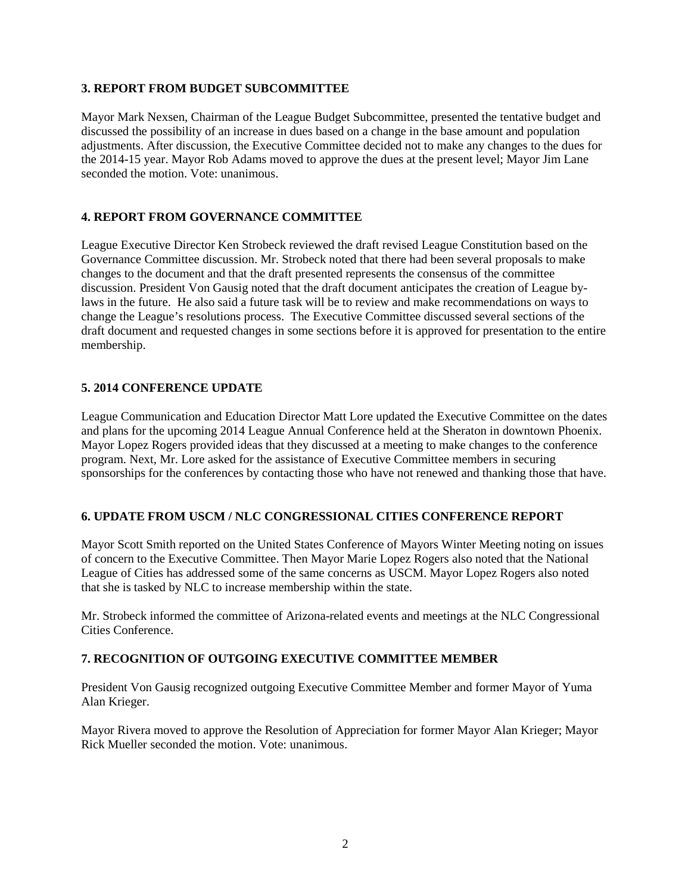### 3. REPORT FROM BUDGET SUBCOMMITTEE

Mayor Mark Nexsen, Chairman of the League Budget Subcommittee, presented the tentative budget and discussed the possibility of an increase in dues based on a change in the base amount and population adjustments. After discussion, the Executive Committee decided not to make any changes to the dues for the 2014-15 year. Mayor Rob Adams moved to approve the dues at the present level; Mayor Jim Lane seconded the motion. Vote: unanimous.

### 4. REPORT FROM GOVERNANCE COMMITTEE

League Executive Director Ken Strobeck reviewed the draft revised League Constitution based on the Governance Committee discussion. Mr. Strobeck noted that there had been several proposals to make changes to the document and that the draft presented represents the consensus of the committee discussion. President Von Gausig noted that the draft document anticipates the creation of League by-laws in the future. He also said a future task will be to review and make recommendations on ways to change the League's resolutions process. The Executive Committee discussed several sections of the draft document and requested changes in some sections before it is approved for presentation to the entire membership.

### 5. 2014 CONFERENCE UPDATE

League Communication and Education Director Matt Lore updated the Executive Committee on the dates and plans for the upcoming 2014 League Annual Conference held at the Sheraton in downtown Phoenix. Mayor Lopez Rogers provided ideas that they discussed at a meeting to make changes to the conference program. Next, Mr. Lore asked for the assistance of Executive Committee members in securing sponsorships for the conferences by contacting those who have not renewed and thanking those that have.

### 6. UPDATE FROM USCM / NLC CONGRESSIONAL CITIES CONFERENCE REPORT

Mayor Scott Smith reported on the United States Conference of Mayors Winter Meeting noting on issues of concern to the Executive Committee. Then Mayor Marie Lopez Rogers also noted that the National League of Cities has addressed some of the same concerns as USCM. Mayor Lopez Rogers also noted that she is tasked by NLC to increase membership within the state.

Mr. Strobeck informed the committee of Arizona-related events and meetings at the NLC Congressional Cities Conference.

### 7. RECOGNITION OF OUTGOING EXECUTIVE COMMITTEE MEMBER

President Von Gausig recognized outgoing Executive Committee Member and former Mayor of Yuma Alan Krieger.

Mayor Rivera moved to approve the Resolution of Appreciation for former Mayor Alan Krieger; Mayor Rick Mueller seconded the motion. Vote: unanimous.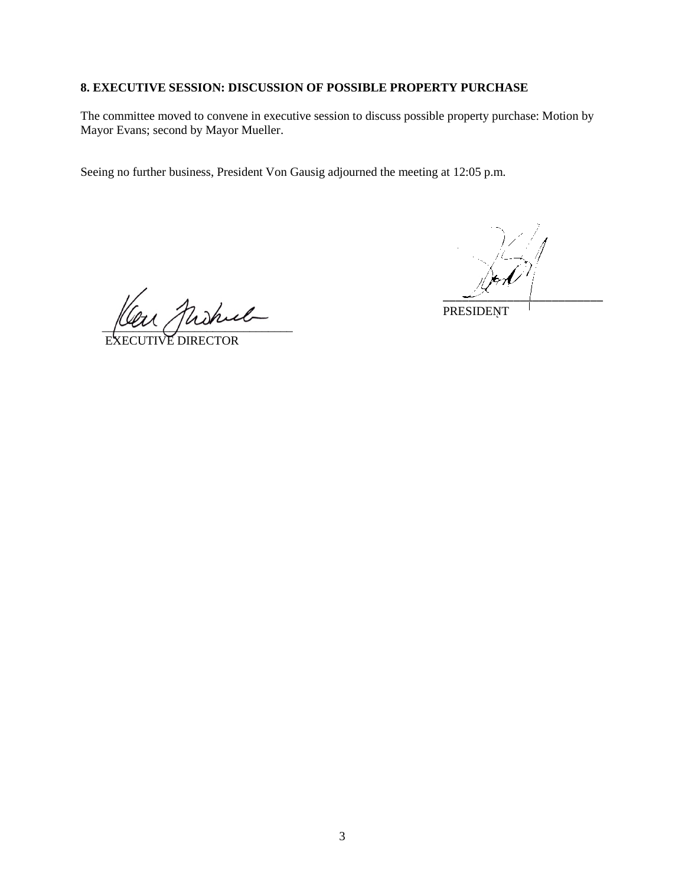**8. EXECUTIVE SESSION: DISCUSSION OF POSSIBLE PROPERTY PURCHASE**

The committee moved to convene in executive session to discuss possible property purchase: Motion by Mayor Evans; second by Mayor Mueller.

Seeing no further business, President Von Gausig adjourned the meeting at 12:05 p.m.

EXECUTIVE DIRECTOR

PRESIDENT